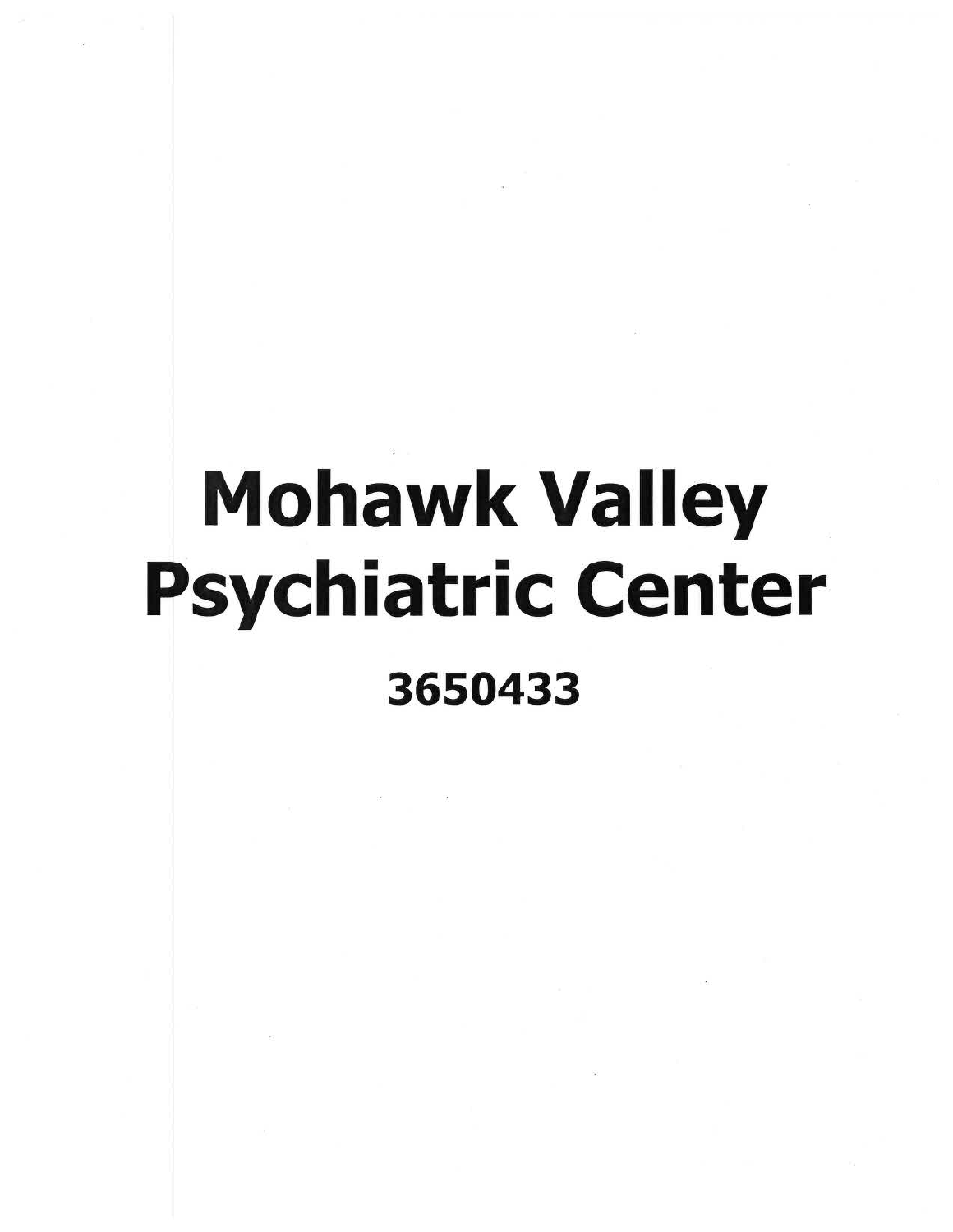# Mohawk Valley Psychiatric Center

**3650433**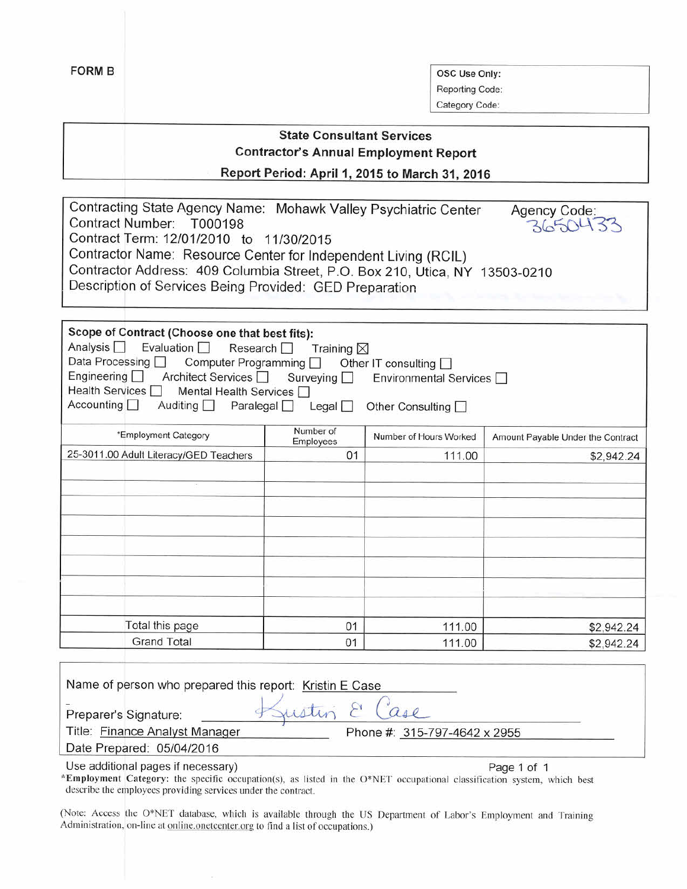FORM B

| OSC Use Only: |
| --- |
| Reporting Code: |
| Category Code: |

**State Consultant Services**
**Contractor's Annual Employment Report**
**Report Period: April 1, 2015 to March 31, 2016**

Contracting State Agency Name: Mohawk Valley Psychiatric Center  Agency Code: 3650433
Contract Number: T000198
Contract Term: 12/01/2010 to 11/30/2015
Contractor Name: Resource Center for Independent Living (RCIL)
Contractor Address: 409 Columbia Street, P.O. Box 210, Utica, NY 13503-0210
Description of Services Being Provided: GED Preparation

**Scope of Contract (Choose one that best fits):**
Analysis ☐ Evaluation ☐ Research ☐ Training ☒
Data Processing ☐ Computer Programming ☐ Other IT consulting ☐
Engineering ☐ Architect Services ☐ Surveying ☐ Environmental Services ☐
Health Services ☐ Mental Health Services ☐
Accounting ☐ Auditing ☐ Paralegal ☐ Legal ☐ Other Consulting ☐

| *Employment Category | Number of Employees | Number of Hours Worked | Amount Payable Under the Contract |
| --- | --- | --- | --- |
| 25-3011.00 Adult Literacy/GED Teachers | 01 | 111.00 | $2,942.24 |
| | | | |
| | | | |
| | | | |
| | | | |
| | | | |
| | | | |
| | | | |
| | | | |
| Total this page | 01 | 111.00 | $2,942.24 |
| Grand Total | 01 | 111.00 | $2,942.24 |

Name of person who prepared this report: Kristin E Case
Preparer's Signature: Kristin E Case
Title: Finance Analyst Manager  Phone #: 315-797-4642 x 2955
Date Prepared: 05/04/2016

Use additional pages if necessary)

*Employment Category: the specific occupation(s), as listed in the O*NET occupational classification system, which best describe the employees providing services under the contract.

(Note: Access the O*NET database, which is available through the US Department of Labor's Employment and Training Administration, on-line at online.onetcenter.org to find a list of occupations.)